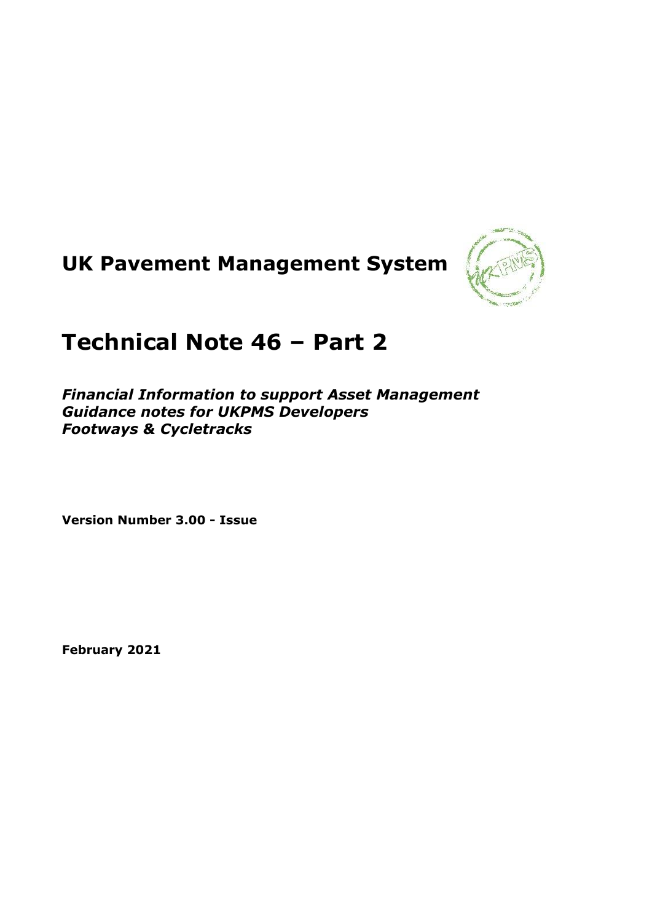# UK Pavement Management System

# Technical Note 46 – Part 2

***Financial Information to support Asset Management***
***Guidance notes for UKPMS Developers***
***Footways & Cycletracks***

**Version Number 3.00 - Issue**

**February 2021**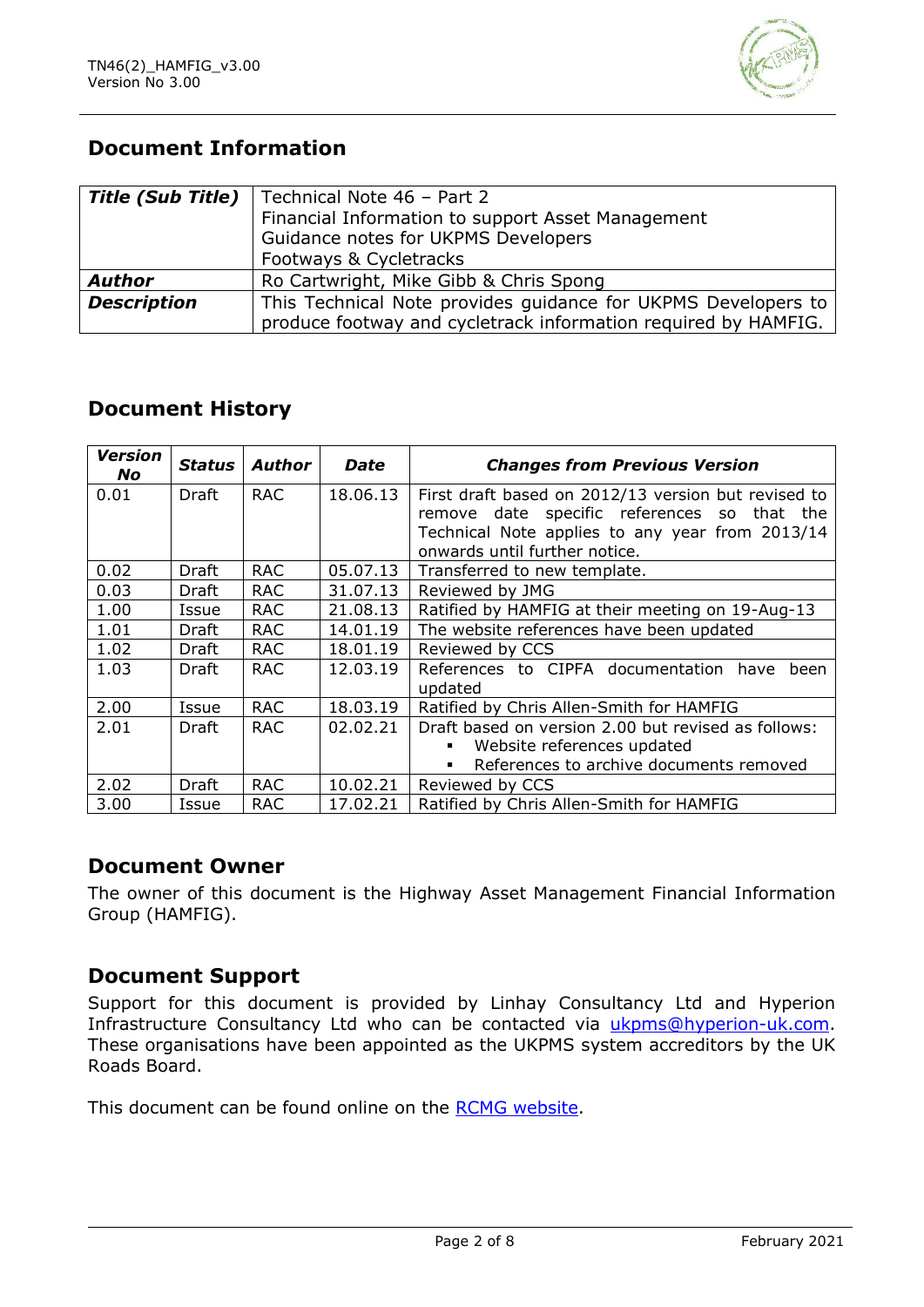## Document Information

| **Title (Sub Title)** | Technical Note 46 – Part 2<br>Financial Information to support Asset Management<br>Guidance notes for UKPMS Developers<br>Footways & Cycletracks |
|---|---|
| **Author** | Ro Cartwright, Mike Gibb & Chris Spong |
| **Description** | This Technical Note provides guidance for UKPMS Developers to produce footway and cycletrack information required by HAMFIG. |

## Document History

| *Version No* | *Status* | *Author* | *Date* | *Changes from Previous Version* |
|---|---|---|---|---|
| 0.01 | Draft | RAC | 18.06.13 | First draft based on 2012/13 version but revised to remove date specific references so that the Technical Note applies to any year from 2013/14 onwards until further notice. |
| 0.02 | Draft | RAC | 05.07.13 | Transferred to new template. |
| 0.03 | Draft | RAC | 31.07.13 | Reviewed by JMG |
| 1.00 | Issue | RAC | 21.08.13 | Ratified by HAMFIG at their meeting on 19-Aug-13 |
| 1.01 | Draft | RAC | 14.01.19 | The website references have been updated |
| 1.02 | Draft | RAC | 18.01.19 | Reviewed by CCS |
| 1.03 | Draft | RAC | 12.03.19 | References to CIPFA documentation have been updated |
| 2.00 | Issue | RAC | 18.03.19 | Ratified by Chris Allen-Smith for HAMFIG |
| 2.01 | Draft | RAC | 02.02.21 | Draft based on version 2.00 but revised as follows:<br>▪ Website references updated<br>▪ References to archive documents removed |
| 2.02 | Draft | RAC | 10.02.21 | Reviewed by CCS |
| 3.00 | Issue | RAC | 17.02.21 | Ratified by Chris Allen-Smith for HAMFIG |

## Document Owner

The owner of this document is the Highway Asset Management Financial Information Group (HAMFIG).

## Document Support

Support for this document is provided by Linhay Consultancy Ltd and Hyperion Infrastructure Consultancy Ltd who can be contacted via ukpms@hyperion-uk.com. These organisations have been appointed as the UKPMS system accreditors by the UK Roads Board.

This document can be found online on the RCMG website.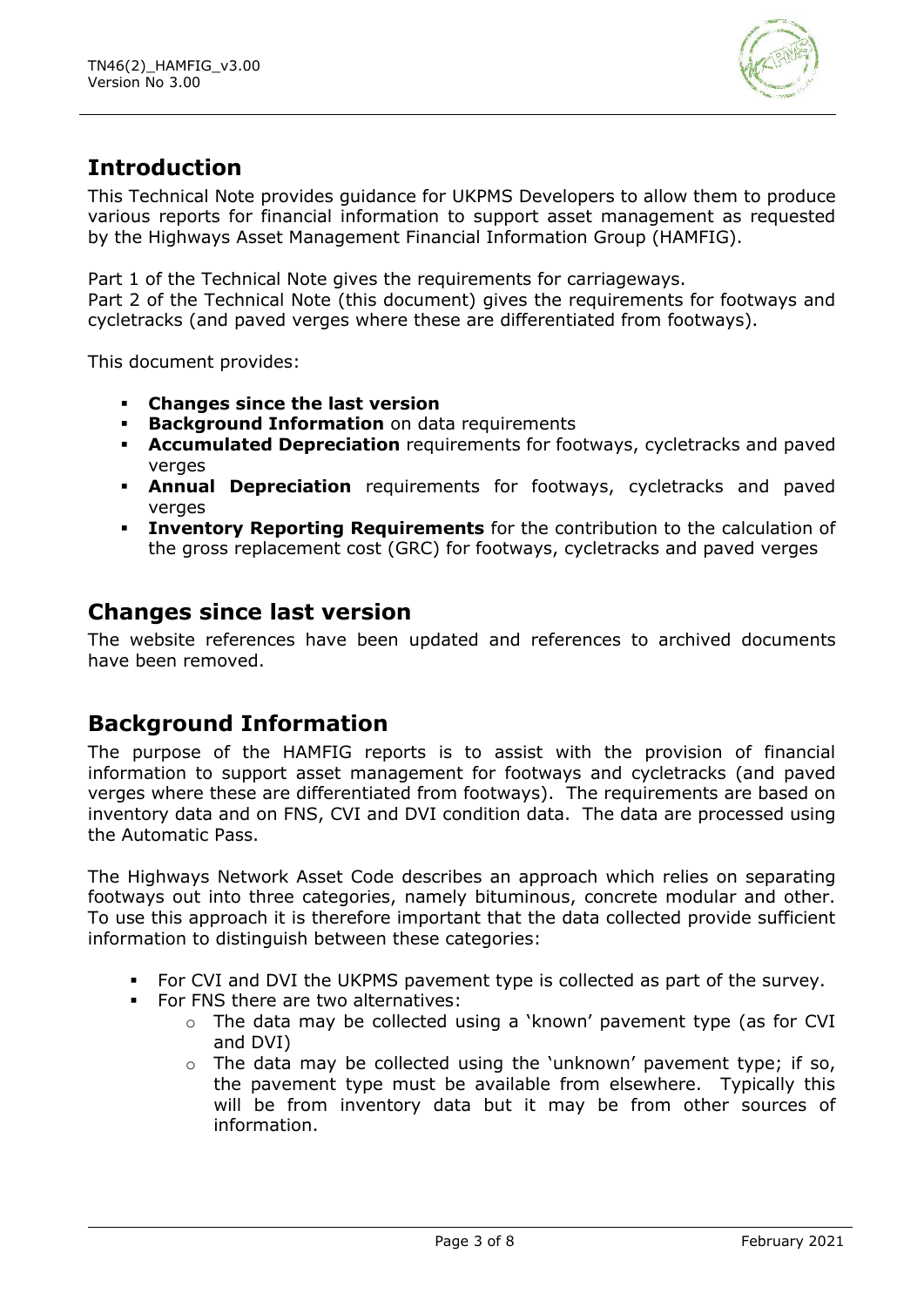## Introduction

This Technical Note provides guidance for UKPMS Developers to allow them to produce various reports for financial information to support asset management as requested by the Highways Asset Management Financial Information Group (HAMFIG).

Part 1 of the Technical Note gives the requirements for carriageways.
Part 2 of the Technical Note (this document) gives the requirements for footways and cycletracks (and paved verges where these are differentiated from footways).

This document provides:

- **Changes since the last version**
- **Background Information** on data requirements
- **Accumulated Depreciation** requirements for footways, cycletracks and paved verges
- **Annual Depreciation** requirements for footways, cycletracks and paved verges
- **Inventory Reporting Requirements** for the contribution to the calculation of the gross replacement cost (GRC) for footways, cycletracks and paved verges

## Changes since last version

The website references have been updated and references to archived documents have been removed.

## Background Information

The purpose of the HAMFIG reports is to assist with the provision of financial information to support asset management for footways and cycletracks (and paved verges where these are differentiated from footways). The requirements are based on inventory data and on FNS, CVI and DVI condition data. The data are processed using the Automatic Pass.

The Highways Network Asset Code describes an approach which relies on separating footways out into three categories, namely bituminous, concrete modular and other. To use this approach it is therefore important that the data collected provide sufficient information to distinguish between these categories:

- For CVI and DVI the UKPMS pavement type is collected as part of the survey.
- For FNS there are two alternatives:
  - The data may be collected using a 'known' pavement type (as for CVI and DVI)
  - The data may be collected using the 'unknown' pavement type; if so, the pavement type must be available from elsewhere. Typically this will be from inventory data but it may be from other sources of information.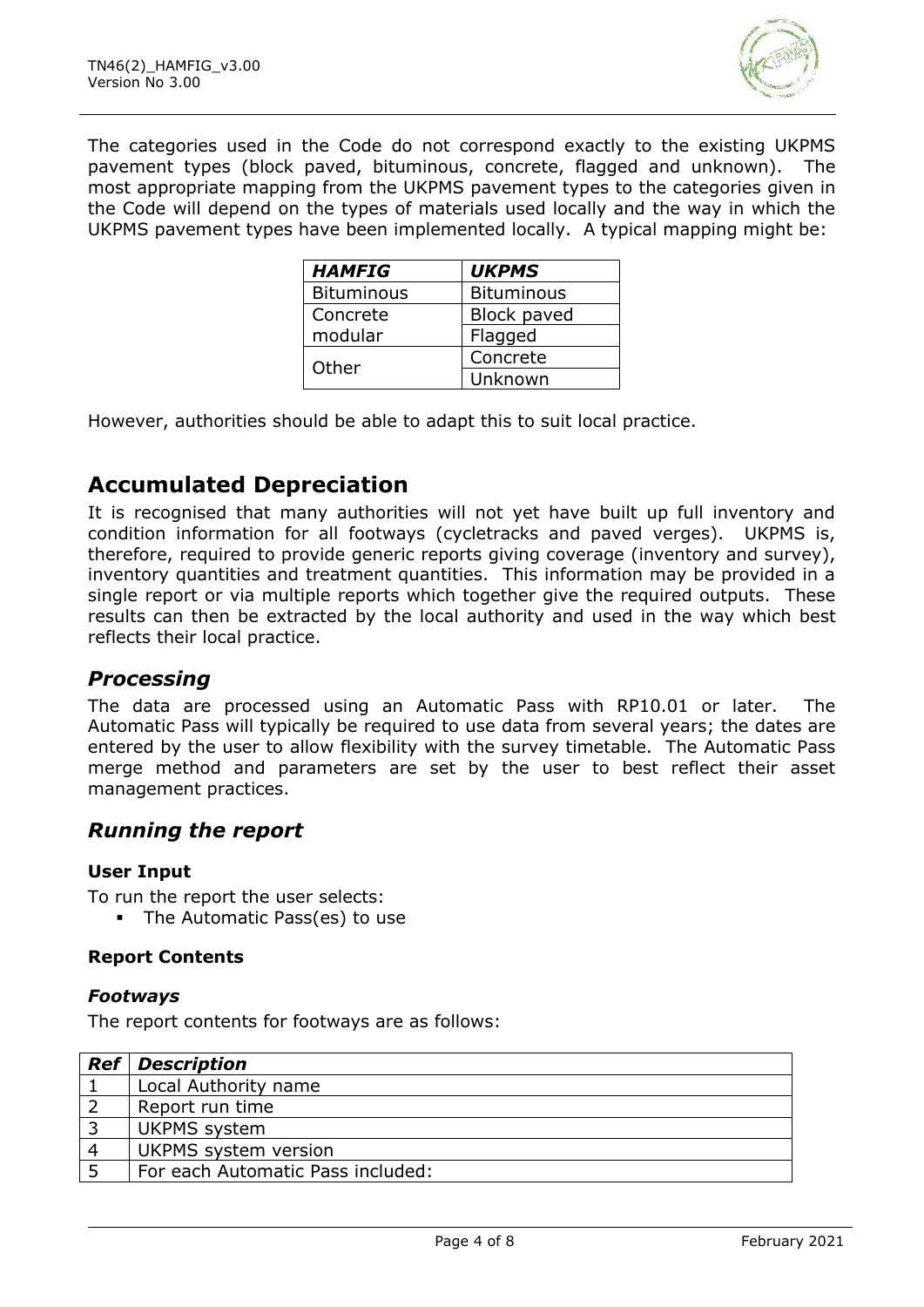The categories used in the Code do not correspond exactly to the existing UKPMS pavement types (block paved, bituminous, concrete, flagged and unknown). The most appropriate mapping from the UKPMS pavement types to the categories given in the Code will depend on the types of materials used locally and the way in which the UKPMS pavement types have been implemented locally. A typical mapping might be:

| ***HAMFIG*** | ***UKPMS*** |
|---|---|
| Bituminous | Bituminous |
| Concrete modular | Block paved |
| | Flagged |
| Other | Concrete |
| | Unknown |

However, authorities should be able to adapt this to suit local practice.

## Accumulated Depreciation

It is recognised that many authorities will not yet have built up full inventory and condition information for all footways (cycletracks and paved verges). UKPMS is, therefore, required to provide generic reports giving coverage (inventory and survey), inventory quantities and treatment quantities. This information may be provided in a single report or via multiple reports which together give the required outputs. These results can then be extracted by the local authority and used in the way which best reflects their local practice.

### *Processing*

The data are processed using an Automatic Pass with RP10.01 or later. The Automatic Pass will typically be required to use data from several years; the dates are entered by the user to allow flexibility with the survey timetable. The Automatic Pass merge method and parameters are set by the user to best reflect their asset management practices.

### *Running the report*

#### User Input

To run the report the user selects:

- The Automatic Pass(es) to use

#### Report Contents

#### *Footways*

The report contents for footways are as follows:

| ***Ref*** | ***Description*** |
|---|---|
| 1 | Local Authority name |
| 2 | Report run time |
| 3 | UKPMS system |
| 4 | UKPMS system version |
| 5 | For each Automatic Pass included: |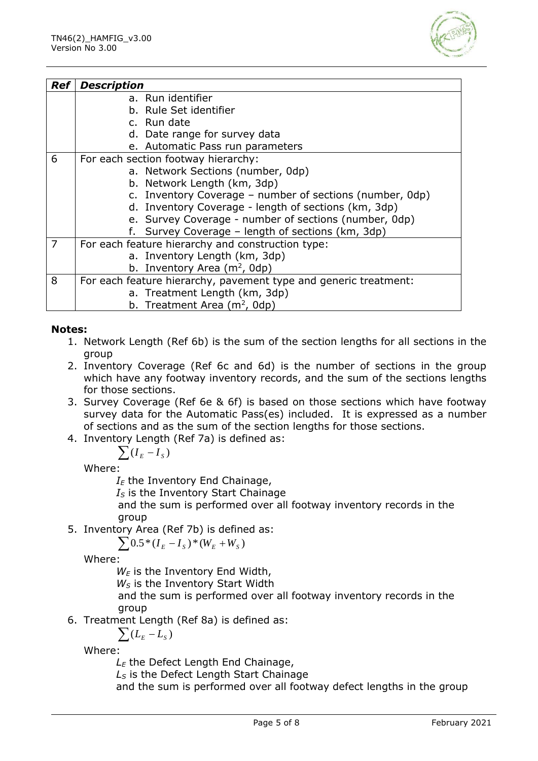| Ref | Description |
|---|---|
| | a. Run identifier<br>b. Rule Set identifier<br>c. Run date<br>d. Date range for survey data<br>e. Automatic Pass run parameters |
| 6 | For each section footway hierarchy:<br>a. Network Sections (number, 0dp)<br>b. Network Length (km, 3dp)<br>c. Inventory Coverage – number of sections (number, 0dp)<br>d. Inventory Coverage - length of sections (km, 3dp)<br>e. Survey Coverage - number of sections (number, 0dp)<br>f. Survey Coverage – length of sections (km, 3dp) |
| 7 | For each feature hierarchy and construction type:<br>a. Inventory Length (km, 3dp)<br>b. Inventory Area ($m^2$, 0dp) |
| 8 | For each feature hierarchy, pavement type and generic treatment:<br>a. Treatment Length (km, 3dp)<br>b. Treatment Area ($m^2$, 0dp) |

**Notes:**

1. Network Length (Ref 6b) is the sum of the section lengths for all sections in the group
2. Inventory Coverage (Ref 6c and 6d) is the number of sections in the group which have any footway inventory records, and the sum of the sections lengths for those sections.
3. Survey Coverage (Ref 6e & 6f) is based on those sections which have footway survey data for the Automatic Pass(es) included. It is expressed as a number of sections and as the sum of the section lengths for those sections.
4. Inventory Length (Ref 7a) is defined as:

   $$\sum (I_E - I_S)$$

   Where:

   $I_E$ the Inventory End Chainage,
   $I_S$ is the Inventory Start Chainage
   and the sum is performed over all footway inventory records in the group
5. Inventory Area (Ref 7b) is defined as:

   $$\sum 0.5 * (I_E - I_S) * (W_E + W_S)$$

   Where:

   $W_E$ is the Inventory End Width,
   $W_S$ is the Inventory Start Width
   and the sum is performed over all footway inventory records in the group
6. Treatment Length (Ref 8a) is defined as:

   $$\sum (L_E - L_S)$$

   Where:

   $L_E$ the Defect Length End Chainage,
   $L_S$ is the Defect Length Start Chainage
   and the sum is performed over all footway defect lengths in the group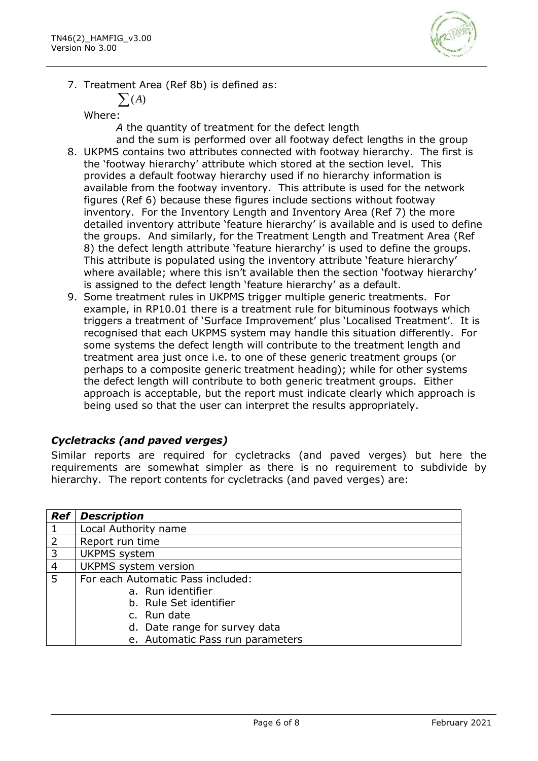7. Treatment Area (Ref 8b) is defined as:

   $$\sum(A)$$

   Where:

   *A* the quantity of treatment for the defect length
   and the sum is performed over all footway defect lengths in the group

8. UKPMS contains two attributes connected with footway hierarchy. The first is the 'footway hierarchy' attribute which stored at the section level. This provides a default footway hierarchy used if no hierarchy information is available from the footway inventory. This attribute is used for the network figures (Ref 6) because these figures include sections without footway inventory. For the Inventory Length and Inventory Area (Ref 7) the more detailed inventory attribute 'feature hierarchy' is available and is used to define the groups. And similarly, for the Treatment Length and Treatment Area (Ref 8) the defect length attribute 'feature hierarchy' is used to define the groups. This attribute is populated using the inventory attribute 'feature hierarchy' where available; where this isn't available then the section 'footway hierarchy' is assigned to the defect length 'feature hierarchy' as a default.

9. Some treatment rules in UKPMS trigger multiple generic treatments. For example, in RP10.01 there is a treatment rule for bituminous footways which triggers a treatment of 'Surface Improvement' plus 'Localised Treatment'. It is recognised that each UKPMS system may handle this situation differently. For some systems the defect length will contribute to the treatment length and treatment area just once i.e. to one of these generic treatment groups (or perhaps to a composite generic treatment heading); while for other systems the defect length will contribute to both generic treatment groups. Either approach is acceptable, but the report must indicate clearly which approach is being used so that the user can interpret the results appropriately.

### *Cycletracks (and paved verges)*

Similar reports are required for cycletracks (and paved verges) but here the requirements are somewhat simpler as there is no requirement to subdivide by hierarchy. The report contents for cycletracks (and paved verges) are:

| ***Ref*** | ***Description*** |
|---|---|
| 1 | Local Authority name |
| 2 | Report run time |
| 3 | UKPMS system |
| 4 | UKPMS system version |
| 5 | For each Automatic Pass included:<br>a. Run identifier<br>b. Rule Set identifier<br>c. Run date<br>d. Date range for survey data<br>e. Automatic Pass run parameters |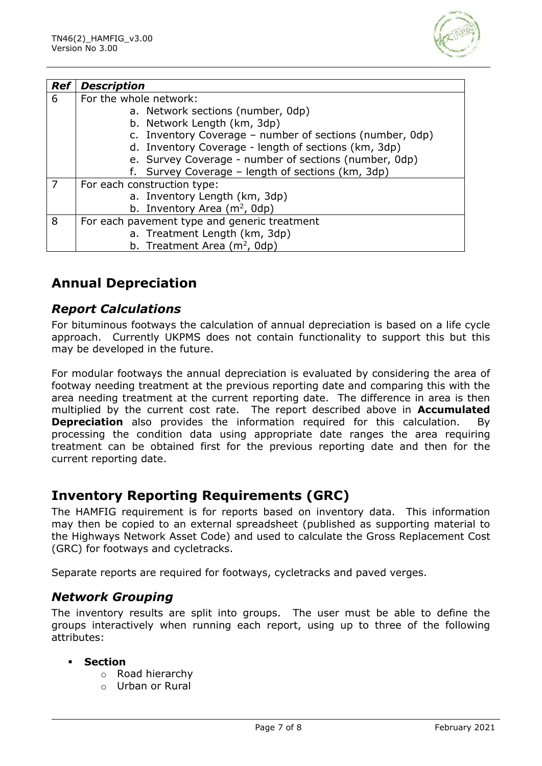| Ref | Description |
| --- | --- |
| 6 | For the whole network:<br>a. Network sections (number, 0dp)<br>b. Network Length (km, 3dp)<br>c. Inventory Coverage – number of sections (number, 0dp)<br>d. Inventory Coverage - length of sections (km, 3dp)<br>e. Survey Coverage - number of sections (number, 0dp)<br>f. Survey Coverage – length of sections (km, 3dp) |
| 7 | For each construction type:<br>a. Inventory Length (km, 3dp)<br>b. Inventory Area ($m^2$, 0dp) |
| 8 | For each pavement type and generic treatment<br>a. Treatment Length (km, 3dp)<br>b. Treatment Area ($m^2$, 0dp) |

## Annual Depreciation

### *Report Calculations*

For bituminous footways the calculation of annual depreciation is based on a life cycle approach. Currently UKPMS does not contain functionality to support this but this may be developed in the future.

For modular footways the annual depreciation is evaluated by considering the area of footway needing treatment at the previous reporting date and comparing this with the area needing treatment at the current reporting date. The difference in area is then multiplied by the current cost rate. The report described above in **Accumulated Depreciation** also provides the information required for this calculation. By processing the condition data using appropriate date ranges the area requiring treatment can be obtained first for the previous reporting date and then for the current reporting date.

## Inventory Reporting Requirements (GRC)

The HAMFIG requirement is for reports based on inventory data. This information may then be copied to an external spreadsheet (published as supporting material to the Highways Network Asset Code) and used to calculate the Gross Replacement Cost (GRC) for footways and cycletracks.

Separate reports are required for footways, cycletracks and paved verges.

### *Network Grouping*

The inventory results are split into groups. The user must be able to define the groups interactively when running each report, using up to three of the following attributes:

- **Section**
  - Road hierarchy
  - Urban or Rural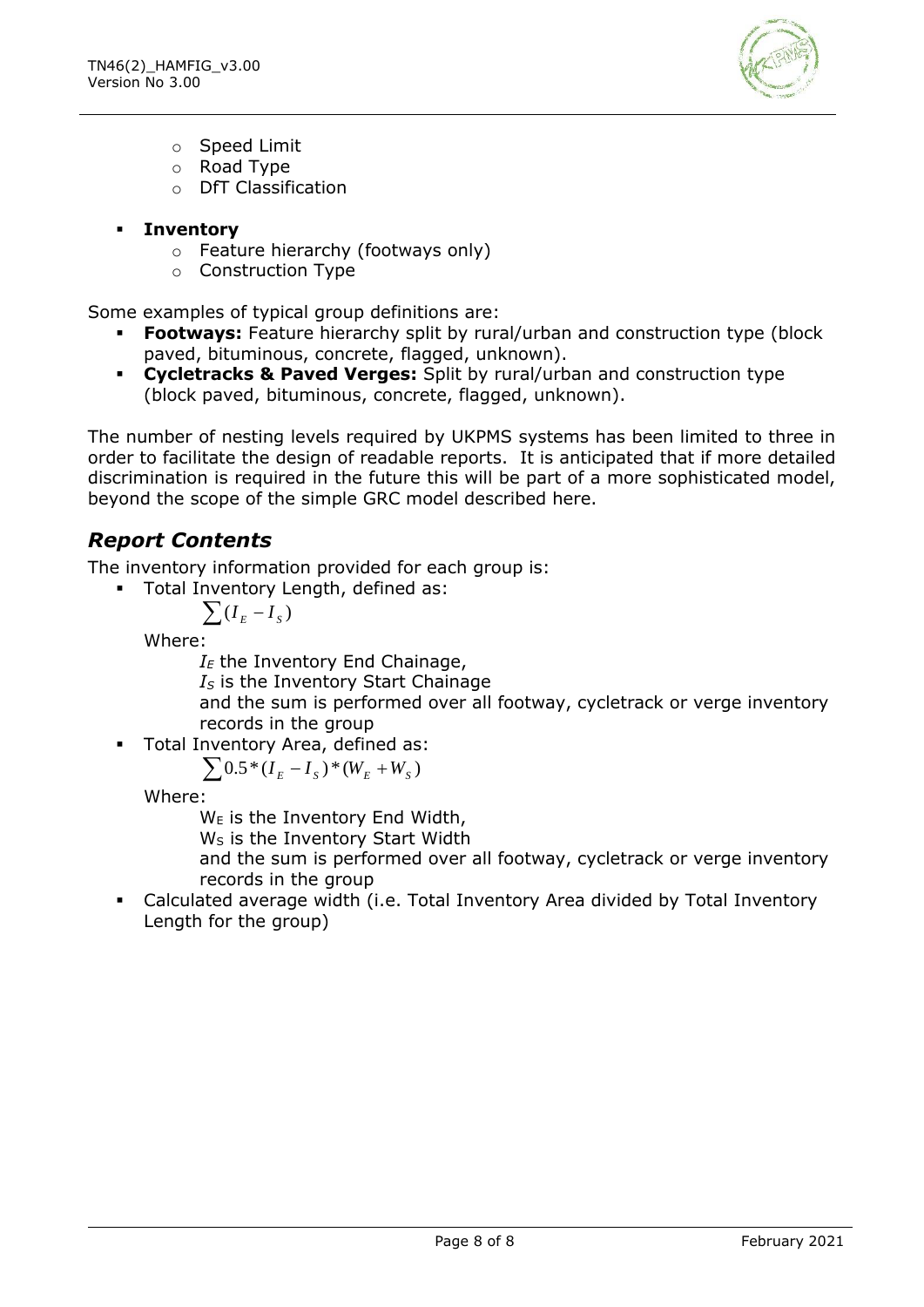- Speed Limit
  - Road Type
  - DfT Classification

- **Inventory**
  - Feature hierarchy (footways only)
  - Construction Type

Some examples of typical group definitions are:

- **Footways:** Feature hierarchy split by rural/urban and construction type (block paved, bituminous, concrete, flagged, unknown).
- **Cycletracks & Paved Verges:** Split by rural/urban and construction type (block paved, bituminous, concrete, flagged, unknown).

The number of nesting levels required by UKPMS systems has been limited to three in order to facilitate the design of readable reports. It is anticipated that if more detailed discrimination is required in the future this will be part of a more sophisticated model, beyond the scope of the simple GRC model described here.

## *Report Contents*

The inventory information provided for each group is:

- Total Inventory Length, defined as:

  $$\sum (I_E - I_S)$$

  Where:

  $I_E$ the Inventory End Chainage,
  $I_S$ is the Inventory Start Chainage
  and the sum is performed over all footway, cycletrack or verge inventory records in the group

- Total Inventory Area, defined as:

  $$\sum 0.5 * (I_E - I_S) * (W_E + W_S)$$

  Where:

  $W_E$ is the Inventory End Width,
  $W_S$ is the Inventory Start Width
  and the sum is performed over all footway, cycletrack or verge inventory records in the group

- Calculated average width (i.e. Total Inventory Area divided by Total Inventory Length for the group)